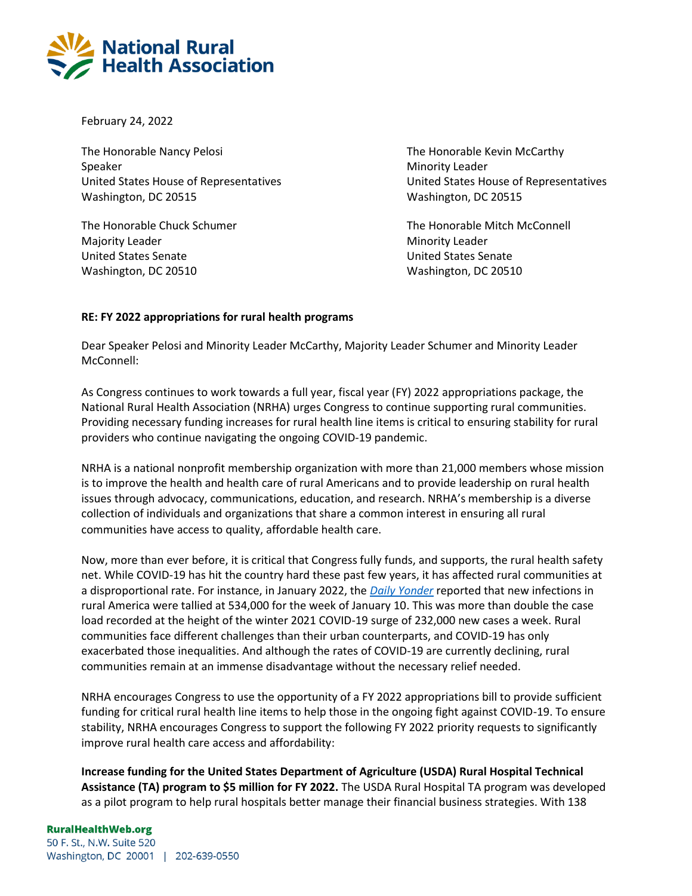**National Rural Health Association**

February 24, 2022

The Honorable Nancy Pelosi
Speaker
United States House of Representatives
Washington, DC 20515

The Honorable Kevin McCarthy
Minority Leader
United States House of Representatives
Washington, DC 20515

The Honorable Chuck Schumer
Majority Leader
United States Senate
Washington, DC 20510

The Honorable Mitch McConnell
Minority Leader
United States Senate
Washington, DC 20510

**RE: FY 2022 appropriations for rural health programs**

Dear Speaker Pelosi and Minority Leader McCarthy, Majority Leader Schumer and Minority Leader McConnell:

As Congress continues to work towards a full year, fiscal year (FY) 2022 appropriations package, the National Rural Health Association (NRHA) urges Congress to continue supporting rural communities. Providing necessary funding increases for rural health line items is critical to ensuring stability for rural providers who continue navigating the ongoing COVID-19 pandemic.

NRHA is a national nonprofit membership organization with more than 21,000 members whose mission is to improve the health and health care of rural Americans and to provide leadership on rural health issues through advocacy, communications, education, and research. NRHA's membership is a diverse collection of individuals and organizations that share a common interest in ensuring all rural communities have access to quality, affordable health care.

Now, more than ever before, it is critical that Congress fully funds, and supports, the rural health safety net. While COVID-19 has hit the country hard these past few years, it has affected rural communities at a disproportional rate. For instance, in January 2022, the *Daily Yonder* reported that new infections in rural America were tallied at 534,000 for the week of January 10. This was more than double the case load recorded at the height of the winter 2021 COVID-19 surge of 232,000 new cases a week. Rural communities face different challenges than their urban counterparts, and COVID-19 has only exacerbated those inequalities. And although the rates of COVID-19 are currently declining, rural communities remain at an immense disadvantage without the necessary relief needed.

NRHA encourages Congress to use the opportunity of a FY 2022 appropriations bill to provide sufficient funding for critical rural health line items to help those in the ongoing fight against COVID-19. To ensure stability, NRHA encourages Congress to support the following FY 2022 priority requests to significantly improve rural health care access and affordability:

**Increase funding for the United States Department of Agriculture (USDA) Rural Hospital Technical Assistance (TA) program to $5 million for FY 2022.** The USDA Rural Hospital TA program was developed as a pilot program to help rural hospitals better manage their financial business strategies. With 138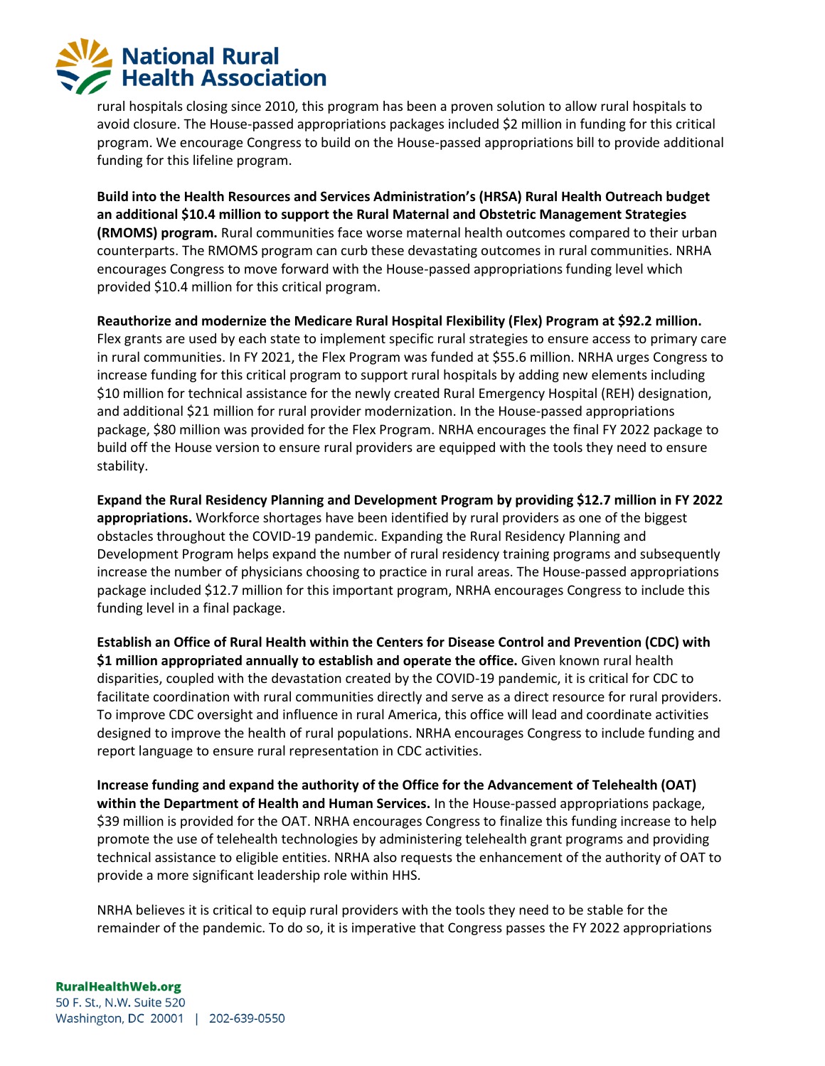rural hospitals closing since 2010, this program has been a proven solution to allow rural hospitals to avoid closure. The House-passed appropriations packages included $2 million in funding for this critical program. We encourage Congress to build on the House-passed appropriations bill to provide additional funding for this lifeline program.

**Build into the Health Resources and Services Administration's (HRSA) Rural Health Outreach budget an additional $10.4 million to support the Rural Maternal and Obstetric Management Strategies (RMOMS) program.** Rural communities face worse maternal health outcomes compared to their urban counterparts. The RMOMS program can curb these devastating outcomes in rural communities. NRHA encourages Congress to move forward with the House-passed appropriations funding level which provided $10.4 million for this critical program.

**Reauthorize and modernize the Medicare Rural Hospital Flexibility (Flex) Program at $92.2 million.** Flex grants are used by each state to implement specific rural strategies to ensure access to primary care in rural communities. In FY 2021, the Flex Program was funded at $55.6 million. NRHA urges Congress to increase funding for this critical program to support rural hospitals by adding new elements including $10 million for technical assistance for the newly created Rural Emergency Hospital (REH) designation, and additional $21 million for rural provider modernization. In the House-passed appropriations package, $80 million was provided for the Flex Program. NRHA encourages the final FY 2022 package to build off the House version to ensure rural providers are equipped with the tools they need to ensure stability.

**Expand the Rural Residency Planning and Development Program by providing $12.7 million in FY 2022 appropriations.** Workforce shortages have been identified by rural providers as one of the biggest obstacles throughout the COVID-19 pandemic. Expanding the Rural Residency Planning and Development Program helps expand the number of rural residency training programs and subsequently increase the number of physicians choosing to practice in rural areas. The House-passed appropriations package included $12.7 million for this important program, NRHA encourages Congress to include this funding level in a final package.

**Establish an Office of Rural Health within the Centers for Disease Control and Prevention (CDC) with $1 million appropriated annually to establish and operate the office.** Given known rural health disparities, coupled with the devastation created by the COVID-19 pandemic, it is critical for CDC to facilitate coordination with rural communities directly and serve as a direct resource for rural providers. To improve CDC oversight and influence in rural America, this office will lead and coordinate activities designed to improve the health of rural populations. NRHA encourages Congress to include funding and report language to ensure rural representation in CDC activities.

**Increase funding and expand the authority of the Office for the Advancement of Telehealth (OAT) within the Department of Health and Human Services.** In the House-passed appropriations package, $39 million is provided for the OAT. NRHA encourages Congress to finalize this funding increase to help promote the use of telehealth technologies by administering telehealth grant programs and providing technical assistance to eligible entities. NRHA also requests the enhancement of the authority of OAT to provide a more significant leadership role within HHS.

NRHA believes it is critical to equip rural providers with the tools they need to be stable for the remainder of the pandemic. To do so, it is imperative that Congress passes the FY 2022 appropriations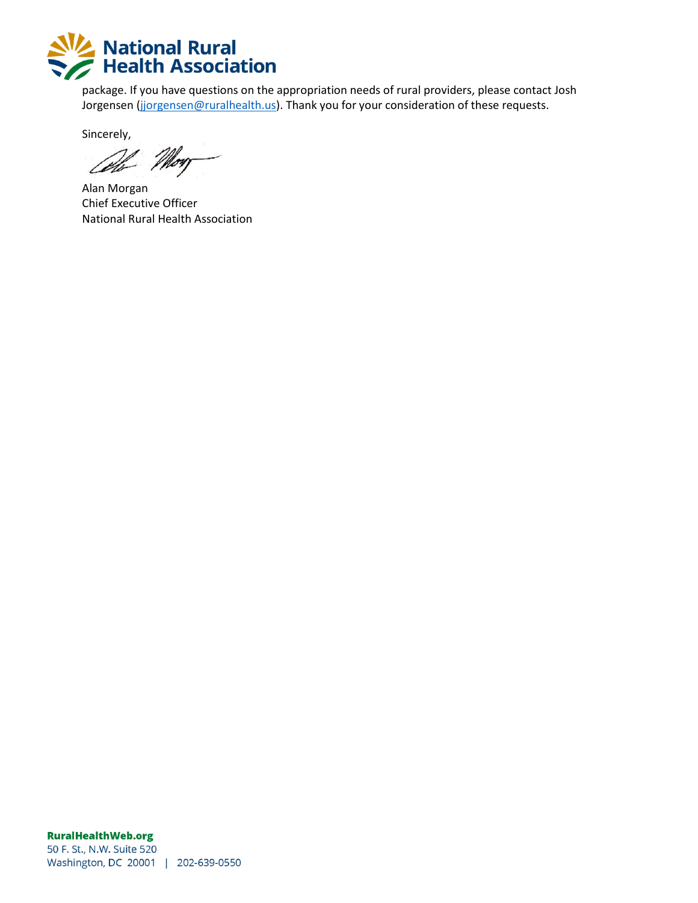package. If you have questions on the appropriation needs of rural providers, please contact Josh Jorgensen (jjorgensen@ruralhealth.us). Thank you for your consideration of these requests.

Sincerely,

Alan Morgan
Chief Executive Officer
National Rural Health Association